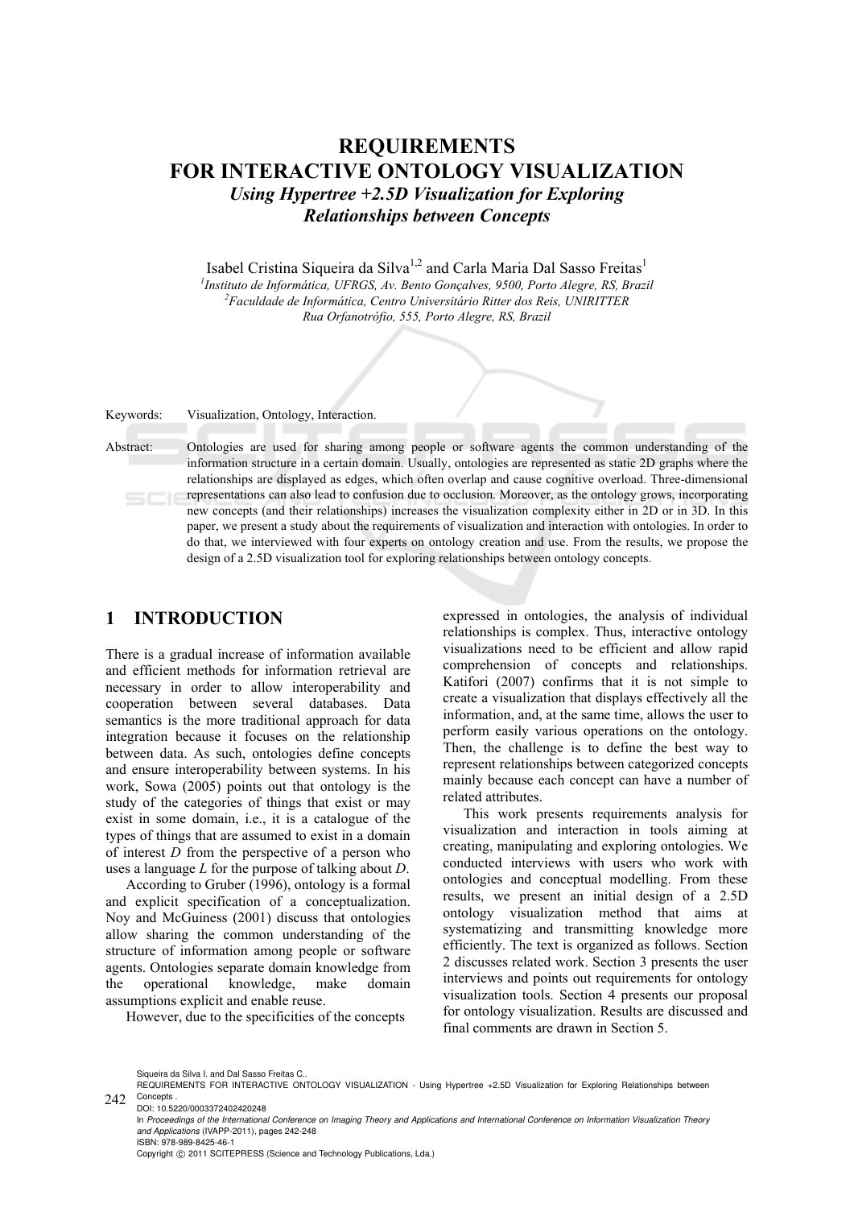# REQUIREMENTS FOR INTERACTIVE ONTOLOGY VISUALIZATION

### *Using Hypertree +2.5D Visualization for Exploring Relationships between Concepts*

Isabel Cristina Siqueira da Silva[1,2] and Carla Maria Dal Sasso Freitas[1]

[1]*Instituto de Informática, UFRGS, Av. Bento Gonçalves, 9500, Porto Alegre, RS, Brazil*
[2]*Faculdade de Informática, Centro Universitário Ritter dos Reis, UNIRITTER Rua Orfanotrófio, 555, Porto Alegre, RS, Brazil*

Keywords: Visualization, Ontology, Interaction.

Abstract: Ontologies are used for sharing among people or software agents the common understanding of the information structure in a certain domain. Usually, ontologies are represented as static 2D graphs where the relationships are displayed as edges, which often overlap and cause cognitive overload. Three-dimensional representations can also lead to confusion due to occlusion. Moreover, as the ontology grows, incorporating new concepts (and their relationships) increases the visualization complexity either in 2D or in 3D. In this paper, we present a study about the requirements of visualization and interaction with ontologies. In order to do that, we interviewed with four experts on ontology creation and use. From the results, we propose the design of a 2.5D visualization tool for exploring relationships between ontology concepts.

## 1 INTRODUCTION

There is a gradual increase of information available and efficient methods for information retrieval are necessary in order to allow interoperability and cooperation between several databases. Data semantics is the more traditional approach for data integration because it focuses on the relationship between data. As such, ontologies define concepts and ensure interoperability between systems. In his work, Sowa (2005) points out that ontology is the study of the categories of things that exist or may exist in some domain, i.e., it is a catalogue of the types of things that are assumed to exist in a domain of interest *D* from the perspective of a person who uses a language *L* for the purpose of talking about *D*.

According to Gruber (1996), ontology is a formal and explicit specification of a conceptualization. Noy and McGuiness (2001) discuss that ontologies allow sharing the common understanding of the structure of information among people or software agents. Ontologies separate domain knowledge from the operational knowledge, make domain assumptions explicit and enable reuse.

However, due to the specificities of the concepts expressed in ontologies, the analysis of individual relationships is complex. Thus, interactive ontology visualizations need to be efficient and allow rapid comprehension of concepts and relationships. Katifori (2007) confirms that it is not simple to create a visualization that displays effectively all the information, and, at the same time, allows the user to perform easily various operations on the ontology. Then, the challenge is to define the best way to represent relationships between categorized concepts mainly because each concept can have a number of related attributes.

This work presents requirements analysis for visualization and interaction in tools aiming at creating, manipulating and exploring ontologies. We conducted interviews with users who work with ontologies and conceptual modelling. From these results, we present an initial design of a 2.5D ontology visualization method that aims at systematizing and transmitting knowledge more efficiently. The text is organized as follows. Section 2 discusses related work. Section 3 presents the user interviews and points out requirements for ontology visualization tools. Section 4 presents our proposal for ontology visualization. Results are discussed and final comments are drawn in Section 5.

Siqueira da Silva I. and Dal Sasso Freitas C..
REQUIREMENTS FOR INTERACTIVE ONTOLOGY VISUALIZATION - Using Hypertree +2.5D Visualization for Exploring Relationships between Concepts .
DOI: 10.5220/0003372402420248
In *Proceedings of the International Conference on Imaging Theory and Applications and International Conference on Information Visualization Theory and Applications* (IVAPP-2011), pages 242-248
ISBN: 978-989-8425-46-1
Copyright © 2011 SCITEPRESS (Science and Technology Publications, Lda.)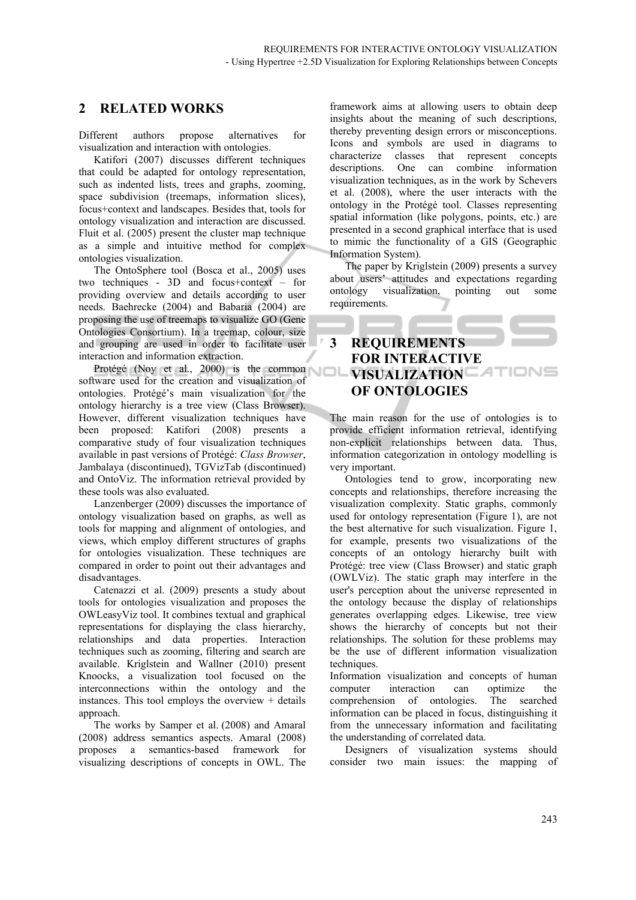## 2 RELATED WORKS

Different authors propose alternatives for visualization and interaction with ontologies.

Katifori (2007) discusses different techniques that could be adapted for ontology representation, such as indented lists, trees and graphs, zooming, space subdivision (treemaps, information slices), focus+context and landscapes. Besides that, tools for ontology visualization and interaction are discussed. Fluit et al. (2005) present the cluster map technique as a simple and intuitive method for complex ontologies visualization.

The OntoSphere tool (Bosca et al., 2005) uses two techniques - 3D and focus+context – for providing overview and details according to user needs. Baehrecke (2004) and Babaria (2004) are proposing the use of treemaps to visualize GO (Gene Ontologies Consortium). In a treemap, colour, size and grouping are used in order to facilitate user interaction and information extraction.

Protégé (Noy et al., 2000) is the common software used for the creation and visualization of ontologies. Protégé's main visualization for the ontology hierarchy is a tree view (Class Browser). However, different visualization techniques have been proposed: Katifori (2008) presents a comparative study of four visualization techniques available in past versions of Protégé: *Class Browser*, Jambalaya (discontinued), TGVizTab (discontinued) and OntoViz. The information retrieval provided by these tools was also evaluated.

Lanzenberger (2009) discusses the importance of ontology visualization based on graphs, as well as tools for mapping and alignment of ontologies, and views, which employ different structures of graphs for ontologies visualization. These techniques are compared in order to point out their advantages and disadvantages.

Catenazzi et al. (2009) presents a study about tools for ontologies visualization and proposes the OWLeasyViz tool. It combines textual and graphical representations for displaying the class hierarchy, relationships and data properties. Interaction techniques such as zooming, filtering and search are available. Kriglstein and Wallner (2010) present Knoocks, a visualization tool focused on the interconnections within the ontology and the instances. This tool employs the overview + details approach.

The works by Samper et al. (2008) and Amaral (2008) address semantics aspects. Amaral (2008) proposes a semantics-based framework for visualizing descriptions of concepts in OWL. The framework aims at allowing users to obtain deep insights about the meaning of such descriptions, thereby preventing design errors or misconceptions. Icons and symbols are used in diagrams to characterize classes that represent concepts descriptions. One can combine information visualization techniques, as in the work by Schevers et al. (2008), where the user interacts with the ontology in the Protégé tool. Classes representing spatial information (like polygons, points, etc.) are presented in a second graphical interface that is used to mimic the functionality of a GIS (Geographic Information System).

The paper by Kriglstein (2009) presents a survey about users' attitudes and expectations regarding ontology visualization, pointing out some requirements.

## 3 REQUIREMENTS FOR INTERACTIVE VISUALIZATION OF ONTOLOGIES

The main reason for the use of ontologies is to provide efficient information retrieval, identifying non-explicit relationships between data. Thus, information categorization in ontology modelling is very important.

Ontologies tend to grow, incorporating new concepts and relationships, therefore increasing the visualization complexity. Static graphs, commonly used for ontology representation (Figure 1), are not the best alternative for such visualization. Figure 1, for example, presents two visualizations of the concepts of an ontology hierarchy built with Protégé: tree view (Class Browser) and static graph (OWLViz). The static graph may interfere in the user's perception about the universe represented in the ontology because the display of relationships generates overlapping edges. Likewise, tree view shows the hierarchy of concepts but not their relationships. The solution for these problems may be the use of different information visualization techniques.

Information visualization and concepts of human computer interaction can optimize the comprehension of ontologies. The searched information can be placed in focus, distinguishing it from the unnecessary information and facilitating the understanding of correlated data.

Designers of visualization systems should consider two main issues: the mapping of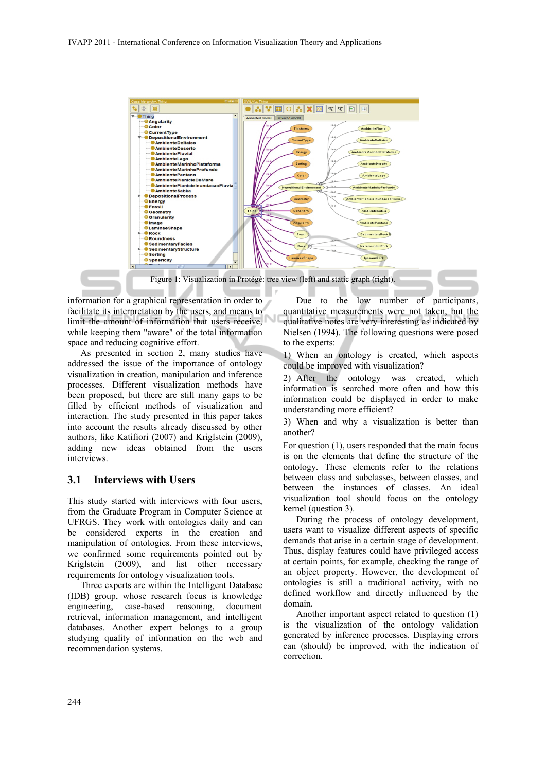Figure 1: Visualization in Protégé: tree view (left) and static graph (right).

information for a graphical representation in order to facilitate its interpretation by the users, and means to limit the amount of information that users receive, while keeping them "aware" of the total information space and reducing cognitive effort.

As presented in section 2, many studies have addressed the issue of the importance of ontology visualization in creation, manipulation and inference processes. Different visualization methods have been proposed, but there are still many gaps to be filled by efficient methods of visualization and interaction. The study presented in this paper takes into account the results already discussed by other authors, like Katifiori (2007) and Kriglstein (2009), adding new ideas obtained from the users interviews.

### 3.1 Interviews with Users

This study started with interviews with four users, from the Graduate Program in Computer Science at UFRGS. They work with ontologies daily and can be considered experts in the creation and manipulation of ontologies. From these interviews, we confirmed some requirements pointed out by Kriglstein (2009), and list other necessary requirements for ontology visualization tools.

Three experts are within the Intelligent Database (IDB) group, whose research focus is knowledge engineering, case-based reasoning, document retrieval, information management, and intelligent databases. Another expert belongs to a group studying quality of information on the web and recommendation systems.

Due to the low number of participants, quantitative measurements were not taken, but the qualitative notes are very interesting as indicated by Nielsen (1994). The following questions were posed to the experts:

1) When an ontology is created, which aspects could be improved with visualization?

2) After the ontology was created, which information is searched more often and how this information could be displayed in order to make understanding more efficient?

3) When and why a visualization is better than another?

For question (1), users responded that the main focus is on the elements that define the structure of the ontology. These elements refer to the relations between class and subclasses, between classes, and between the instances of classes. An ideal visualization tool should focus on the ontology kernel (question 3).

During the process of ontology development, users want to visualize different aspects of specific demands that arise in a certain stage of development. Thus, display features could have privileged access at certain points, for example, checking the range of an object property. However, the development of ontologies is still a traditional activity, with no defined workflow and directly influenced by the domain.

Another important aspect related to question (1) is the visualization of the ontology validation generated by inference processes. Displaying errors can (should) be improved, with the indication of correction.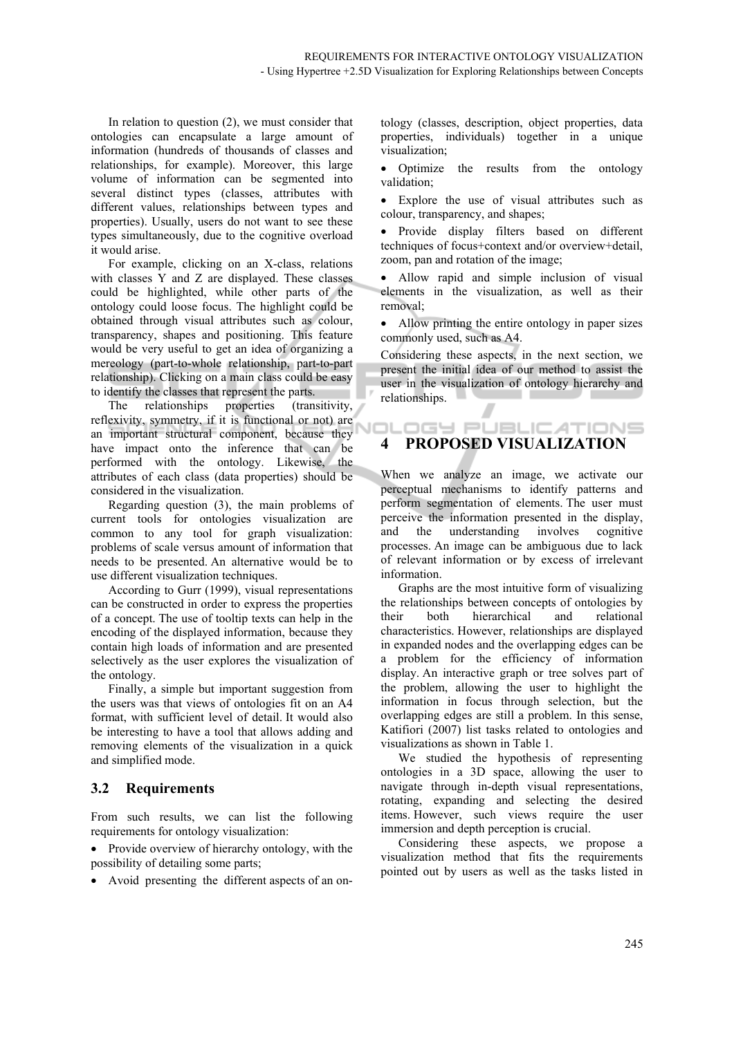In relation to question (2), we must consider that ontologies can encapsulate a large amount of information (hundreds of thousands of classes and relationships, for example). Moreover, this large volume of information can be segmented into several distinct types (classes, attributes with different values, relationships between types and properties). Usually, users do not want to see these types simultaneously, due to the cognitive overload it would arise.

For example, clicking on an X-class, relations with classes Y and Z are displayed. These classes could be highlighted, while other parts of the ontology could loose focus. The highlight could be obtained through visual attributes such as colour, transparency, shapes and positioning. This feature would be very useful to get an idea of organizing a mereology (part-to-whole relationship, part-to-part relationship). Clicking on a main class could be easy to identify the classes that represent the parts.

The relationships properties (transitivity, reflexivity, symmetry, if it is functional or not) are an important structural component, because they have impact onto the inference that can be performed with the ontology. Likewise, the attributes of each class (data properties) should be considered in the visualization.

Regarding question (3), the main problems of current tools for ontologies visualization are common to any tool for graph visualization: problems of scale versus amount of information that needs to be presented. An alternative would be to use different visualization techniques.

According to Gurr (1999), visual representations can be constructed in order to express the properties of a concept. The use of tooltip texts can help in the encoding of the displayed information, because they contain high loads of information and are presented selectively as the user explores the visualization of the ontology.

Finally, a simple but important suggestion from the users was that views of ontologies fit on an A4 format, with sufficient level of detail. It would also be interesting to have a tool that allows adding and removing elements of the visualization in a quick and simplified mode.

## 3.2 Requirements

From such results, we can list the following requirements for ontology visualization:

- Provide overview of hierarchy ontology, with the possibility of detailing some parts;
- Avoid presenting the different aspects of an ontology (classes, description, object properties, data properties, individuals) together in a unique visualization;
- Optimize the results from the ontology validation;
- Explore the use of visual attributes such as colour, transparency, and shapes;
- Provide display filters based on different techniques of focus+context and/or overview+detail, zoom, pan and rotation of the image;
- Allow rapid and simple inclusion of visual elements in the visualization, as well as their removal;
- Allow printing the entire ontology in paper sizes commonly used, such as A4.

Considering these aspects, in the next section, we present the initial idea of our method to assist the user in the visualization of ontology hierarchy and relationships.

# 4 PROPOSED VISUALIZATION

When we analyze an image, we activate our perceptual mechanisms to identify patterns and perform segmentation of elements. The user must perceive the information presented in the display, and the understanding involves cognitive processes. An image can be ambiguous due to lack of relevant information or by excess of irrelevant information.

Graphs are the most intuitive form of visualizing the relationships between concepts of ontologies by their both hierarchical and relational characteristics. However, relationships are displayed in expanded nodes and the overlapping edges can be a problem for the efficiency of information display. An interactive graph or tree solves part of the problem, allowing the user to highlight the information in focus through selection, but the overlapping edges are still a problem. In this sense, Katifiori (2007) list tasks related to ontologies and visualizations as shown in Table 1.

We studied the hypothesis of representing ontologies in a 3D space, allowing the user to navigate through in-depth visual representations, rotating, expanding and selecting the desired items. However, such views require the user immersion and depth perception is crucial.

Considering these aspects, we propose a visualization method that fits the requirements pointed out by users as well as the tasks listed in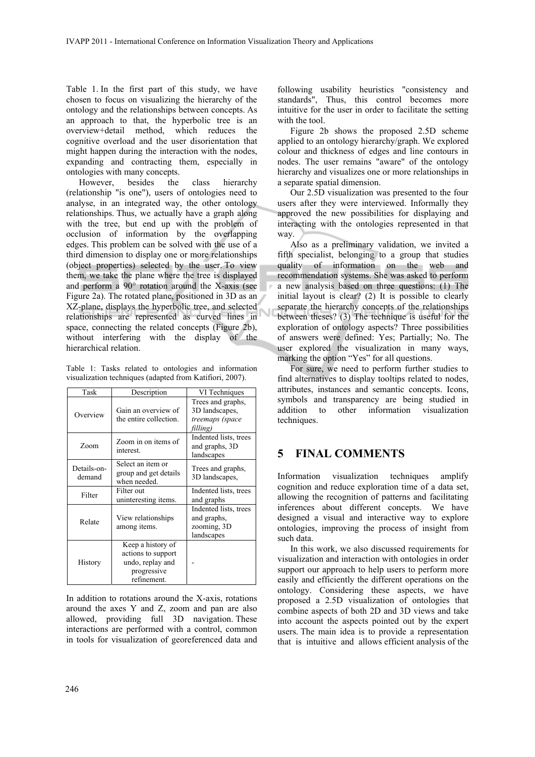Table 1. In the first part of this study, we have chosen to focus on visualizing the hierarchy of the ontology and the relationships between concepts. As an approach to that, the hyperbolic tree is an overview+detail method, which reduces the cognitive overload and the user disorientation that might happen during the interaction with the nodes, expanding and contracting them, especially in ontologies with many concepts.

However, besides the class hierarchy (relationship "is one"), users of ontologies need to analyse, in an integrated way, the other ontology relationships. Thus, we actually have a graph along with the tree, but end up with the problem of occlusion of information by the overlapping edges. This problem can be solved with the use of a third dimension to display one or more relationships (object properties) selected by the user. To view them, we take the plane where the tree is displayed and perform a 90° rotation around the X-axis (see Figure 2a). The rotated plane, positioned in 3D as an XZ-plane, displays the hyperbolic tree, and selected relationships are represented as curved lines in space, connecting the related concepts (Figure 2b), without interfering with the display of the hierarchical relation.

Table 1: Tasks related to ontologies and information visualization techniques (adapted from Katifiori, 2007).

| Task | Description | VI Techniques |
|---|---|---|
| Overview | Gain an overview of the entire collection. | Trees and graphs, 3D landscapes, *treemaps (space filling)* |
| Zoom | Zoom in on items of interest. | Indented lists, trees and graphs, 3D landscapes |
| Details-on-demand | Select an item or group and get details when needed. | Trees and graphs, 3D landscapes, |
| Filter | Filter out uninteresting items. | Indented lists, trees and graphs |
| Relate | View relationships among items. | Indented lists, trees and graphs, zooming, 3D landscapes |
| History | Keep a history of actions to support undo, replay and progressive refinement. | - |

In addition to rotations around the X-axis, rotations around the axes Y and Z, zoom and pan are also allowed, providing full 3D navigation. These interactions are performed with a control, common in tools for visualization of georeferenced data and following usability heuristics "consistency and standards", Thus, this control becomes more intuitive for the user in order to facilitate the setting with the tool.

Figure 2b shows the proposed 2.5D scheme applied to an ontology hierarchy/graph. We explored colour and thickness of edges and line contours in nodes. The user remains "aware" of the ontology hierarchy and visualizes one or more relationships in a separate spatial dimension.

Our 2.5D visualization was presented to the four users after they were interviewed. Informally they approved the new possibilities for displaying and interacting with the ontologies represented in that way.

Also as a preliminary validation, we invited a fifth specialist, belonging to a group that studies quality of information on the web and recommendation systems. She was asked to perform a new analysis based on three questions: (1) The initial layout is clear? (2) It is possible to clearly separate the hierarchy concepts of the relationships between theses? (3) The technique is useful for the exploration of ontology aspects? Three possibilities of answers were defined: Yes; Partially; No. The user explored the visualization in many ways, marking the option "Yes" for all questions.

For sure, we need to perform further studies to find alternatives to display tooltips related to nodes, attributes, instances and semantic concepts. Icons, symbols and transparency are being studied in addition to other information visualization techniques.

## 5 FINAL COMMENTS

Information visualization techniques amplify cognition and reduce exploration time of a data set, allowing the recognition of patterns and facilitating inferences about different concepts. We have designed a visual and interactive way to explore ontologies, improving the process of insight from such data.

In this work, we also discussed requirements for visualization and interaction with ontologies in order support our approach to help users to perform more easily and efficiently the different operations on the ontology. Considering these aspects, we have proposed a 2.5D visualization of ontologies that combine aspects of both 2D and 3D views and take into account the aspects pointed out by the expert users. The main idea is to provide a representation that is intuitive and allows efficient analysis of the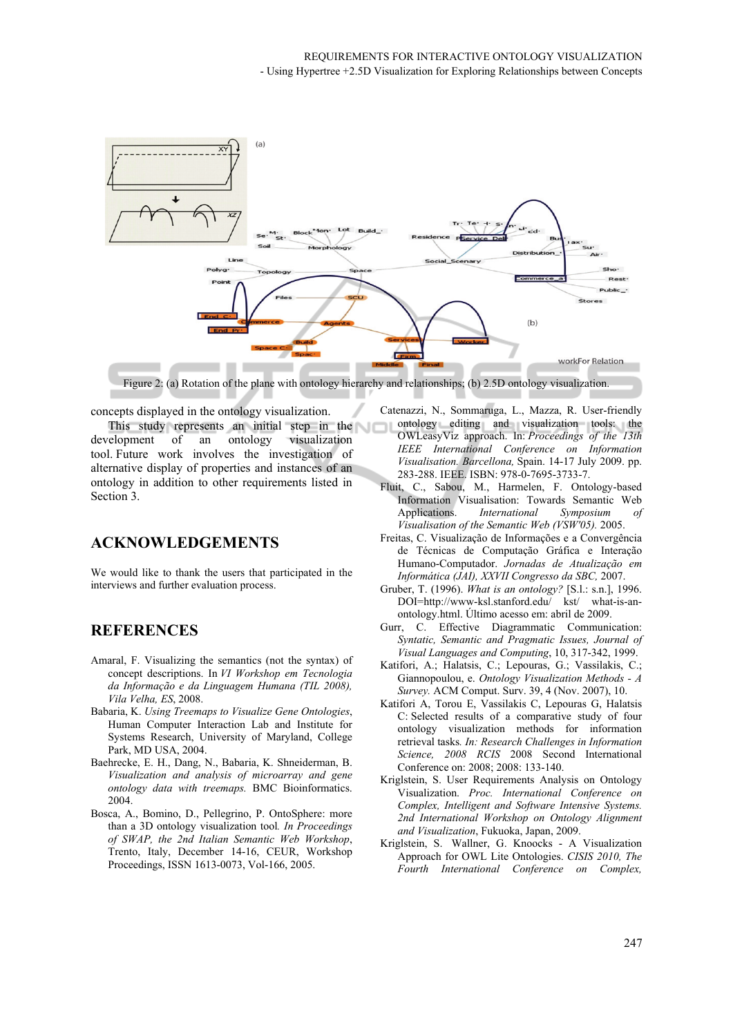Figure 2: (a) Rotation of the plane with ontology hierarchy and relationships; (b) 2.5D ontology visualization.

concepts displayed in the ontology visualization.

This study represents an initial step in the development of an ontology visualization tool. Future work involves the investigation of alternative display of properties and instances of an ontology in addition to other requirements listed in Section 3.

## ACKNOWLEDGEMENTS

We would like to thank the users that participated in the interviews and further evaluation process.

## REFERENCES

Amaral, F. Visualizing the semantics (not the syntax) of concept descriptions. In *VI Workshop em Tecnologia da Informação e da Linguagem Humana (TIL 2008), Vila Velha, ES*, 2008.

Babaria, K. *Using Treemaps to Visualize Gene Ontologies*, Human Computer Interaction Lab and Institute for Systems Research, University of Maryland, College Park, MD USA, 2004.

Baehrecke, E. H., Dang, N., Babaria, K. Shneiderman, B. *Visualization and analysis of microarray and gene ontology data with treemaps.* BMC Bioinformatics. 2004.

Bosca, A., Bomino, D., Pellegrino, P. OntoSphere: more than a 3D ontology visualization tool*. In Proceedings of SWAP, the 2nd Italian Semantic Web Workshop*, Trento, Italy, December 14-16, CEUR, Workshop Proceedings, ISSN 1613-0073, Vol-166, 2005.

Catenazzi, N., Sommaruga, L., Mazza, R. User-friendly ontology editing and visualization tools: the OWLeasyViz approach. In: *Proceedings of the 13th IEEE International Conference on Information Visualisation. Barcellona,* Spain. 14-17 July 2009. pp. 283-288. IEEE. ISBN: 978-0-7695-3733-7.

Fluit, C., Sabou, M., Harmelen, F. Ontology-based Information Visualisation: Towards Semantic Web Applications. *International Symposium of Visualisation of the Semantic Web (VSW'05).* 2005.

Freitas, C. Visualização de Informações e a Convergência de Técnicas de Computação Gráfica e Interação Humano-Computador. *Jornadas de Atualização em Informática (JAI), XXVII Congresso da SBC,* 2007.

Gruber, T. (1996). *What is an ontology?* [S.l.: s.n.], 1996. DOI=http://www-ksl.stanford.edu/ kst/ what-is-an-ontology.html. Último acesso em: abril de 2009.

Gurr, C. Effective Diagrammatic Communication: *Syntatic, Semantic and Pragmatic Issues, Journal of Visual Languages and Computing*, 10, 317-342, 1999.

Katifori, A.; Halatsis, C.; Lepouras, G.; Vassilakis, C.; Giannopoulou, e. *Ontology Visualization Methods - A Survey.* ACM Comput. Surv. 39, 4 (Nov. 2007), 10.

Katifori A, Torou E, Vassilakis C, Lepouras G, Halatsis C: Selected results of a comparative study of four ontology visualization methods for information retrieval tasks*. In: Research Challenges in Information Science, 2008 RCIS* 2008 Second International Conference on: 2008; 2008: 133-140.

Kriglstein, S. User Requirements Analysis on Ontology Visualization. *Proc. International Conference on Complex, Intelligent and Software Intensive Systems. 2nd International Workshop on Ontology Alignment and Visualization*, Fukuoka, Japan, 2009.

Kriglstein, S. Wallner, G. Knoocks - A Visualization Approach for OWL Lite Ontologies. *CISIS 2010, The Fourth International Conference on Complex,*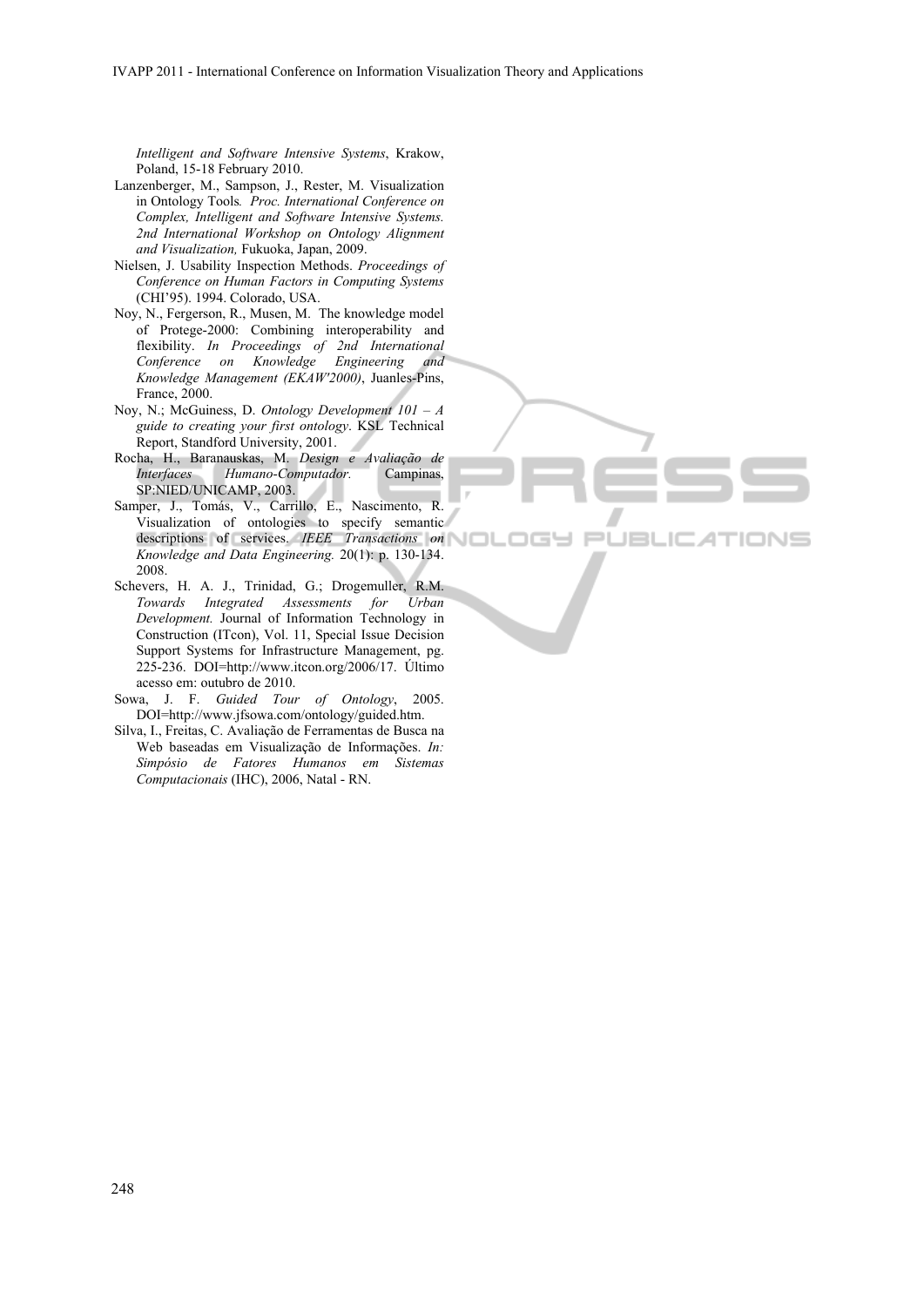*Intelligent and Software Intensive Systems*, Krakow, Poland, 15-18 February 2010.

Lanzenberger, M., Sampson, J., Rester, M. Visualization in Ontology Tools*. Proc. International Conference on Complex, Intelligent and Software Intensive Systems. 2nd International Workshop on Ontology Alignment and Visualization,* Fukuoka, Japan, 2009.

Nielsen, J. Usability Inspection Methods. *Proceedings of Conference on Human Factors in Computing Systems* (CHI'95). 1994. Colorado, USA.

Noy, N., Fergerson, R., Musen, M. The knowledge model of Protege-2000: Combining interoperability and flexibility. *In Proceedings of 2nd International Conference on Knowledge Engineering and Knowledge Management (EKAW'2000)*, Juanles-Pins, France, 2000.

Noy, N.; McGuiness, D. *Ontology Development 101 – A guide to creating your first ontology*. KSL Technical Report, Standford University, 2001.

Rocha, H., Baranauskas, M. *Design e Avaliação de Interfaces Humano-Computador.* Campinas, SP:NIED/UNICAMP, 2003.

Samper, J., Tomás, V., Carrillo, E., Nascimento, R. Visualization of ontologies to specify semantic descriptions of services. *IEEE Transactions on Knowledge and Data Engineering.* 20(1): p. 130-134. 2008.

Schevers, H. A. J., Trinidad, G.; Drogemuller, R.M. *Towards Integrated Assessments for Urban Development.* Journal of Information Technology in Construction (ITcon), Vol. 11, Special Issue Decision Support Systems for Infrastructure Management, pg. 225-236. DOI=http://www.itcon.org/2006/17. Último acesso em: outubro de 2010.

Sowa, J. F. *Guided Tour of Ontology*, 2005. DOI=http://www.jfsowa.com/ontology/guided.htm.

Silva, I., Freitas, C. Avaliação de Ferramentas de Busca na Web baseadas em Visualização de Informações. *In: Simpósio de Fatores Humanos em Sistemas Computacionais* (IHC), 2006, Natal - RN.